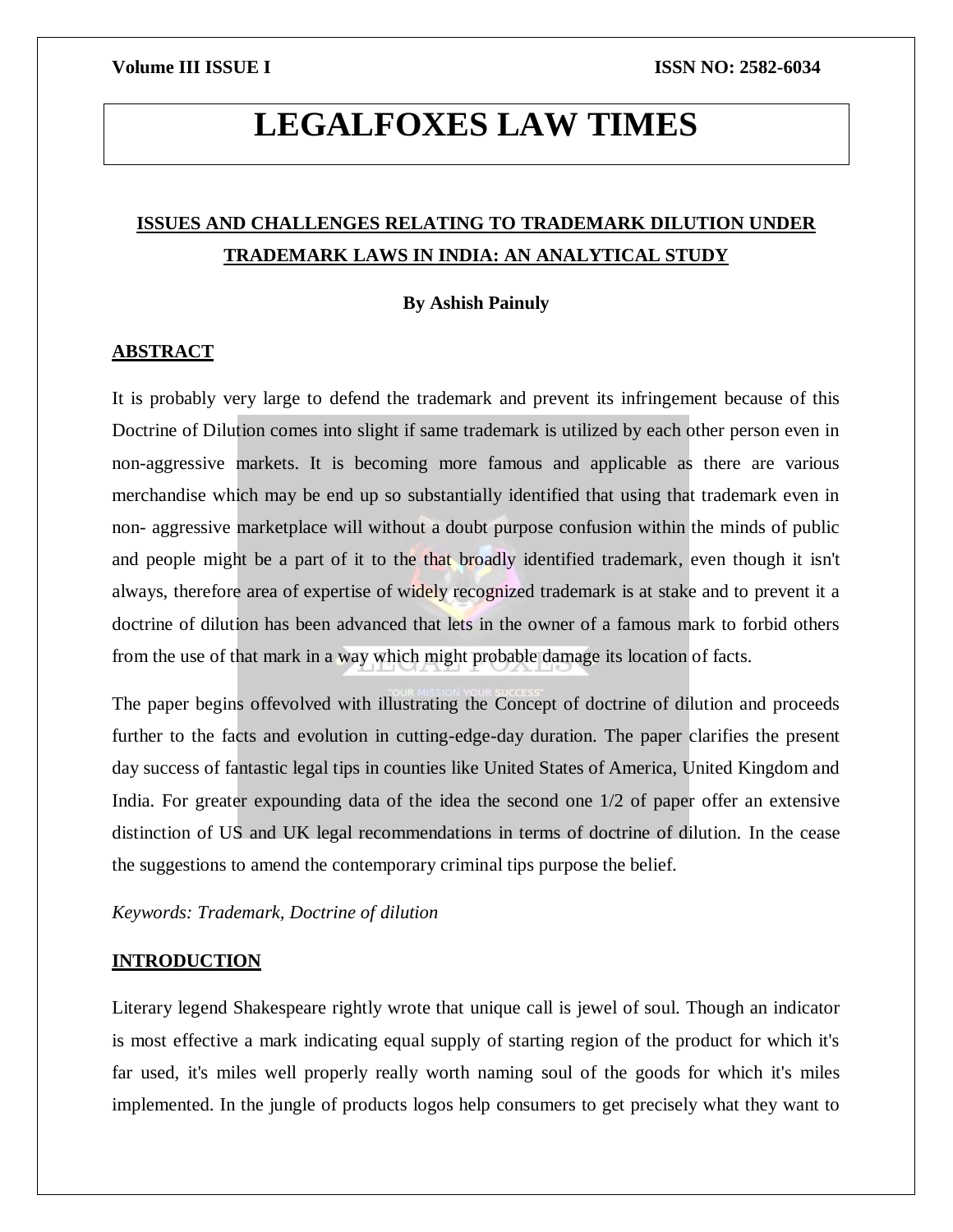# LEGALFOXES LAW TIMES

## ISSUES AND CHALLENGES RELATING TO TRADEMARK DILUTION UNDER TRADEMARK LAWS IN INDIA: AN ANALYTICAL STUDY

**By Ashish Painuly**

### ABSTRACT

It is probably very large to defend the trademark and prevent its infringement because of this Doctrine of Dilution comes into slight if same trademark is utilized by each other person even in non-aggressive markets. It is becoming more famous and applicable as there are various merchandise which may be end up so substantially identified that using that trademark even in non- aggressive marketplace will without a doubt purpose confusion within the minds of public and people might be a part of it to the that broadly identified trademark, even though it isn't always, therefore area of expertise of widely recognized trademark is at stake and to prevent it a doctrine of dilution has been advanced that lets in the owner of a famous mark to forbid others from the use of that mark in a way which might probable damage its location of facts.

The paper begins offevolved with illustrating the Concept of doctrine of dilution and proceeds further to the facts and evolution in cutting-edge-day duration. The paper clarifies the present day success of fantastic legal tips in counties like United States of America, United Kingdom and India. For greater expounding data of the idea the second one 1/2 of paper offer an extensive distinction of US and UK legal recommendations in terms of doctrine of dilution. In the cease the suggestions to amend the contemporary criminal tips purpose the belief.

*Keywords: Trademark, Doctrine of dilution*

### INTRODUCTION

Literary legend Shakespeare rightly wrote that unique call is jewel of soul. Though an indicator is most effective a mark indicating equal supply of starting region of the product for which it's far used, it's miles well properly really worth naming soul of the goods for which it's miles implemented. In the jungle of products logos help consumers to get precisely what they want to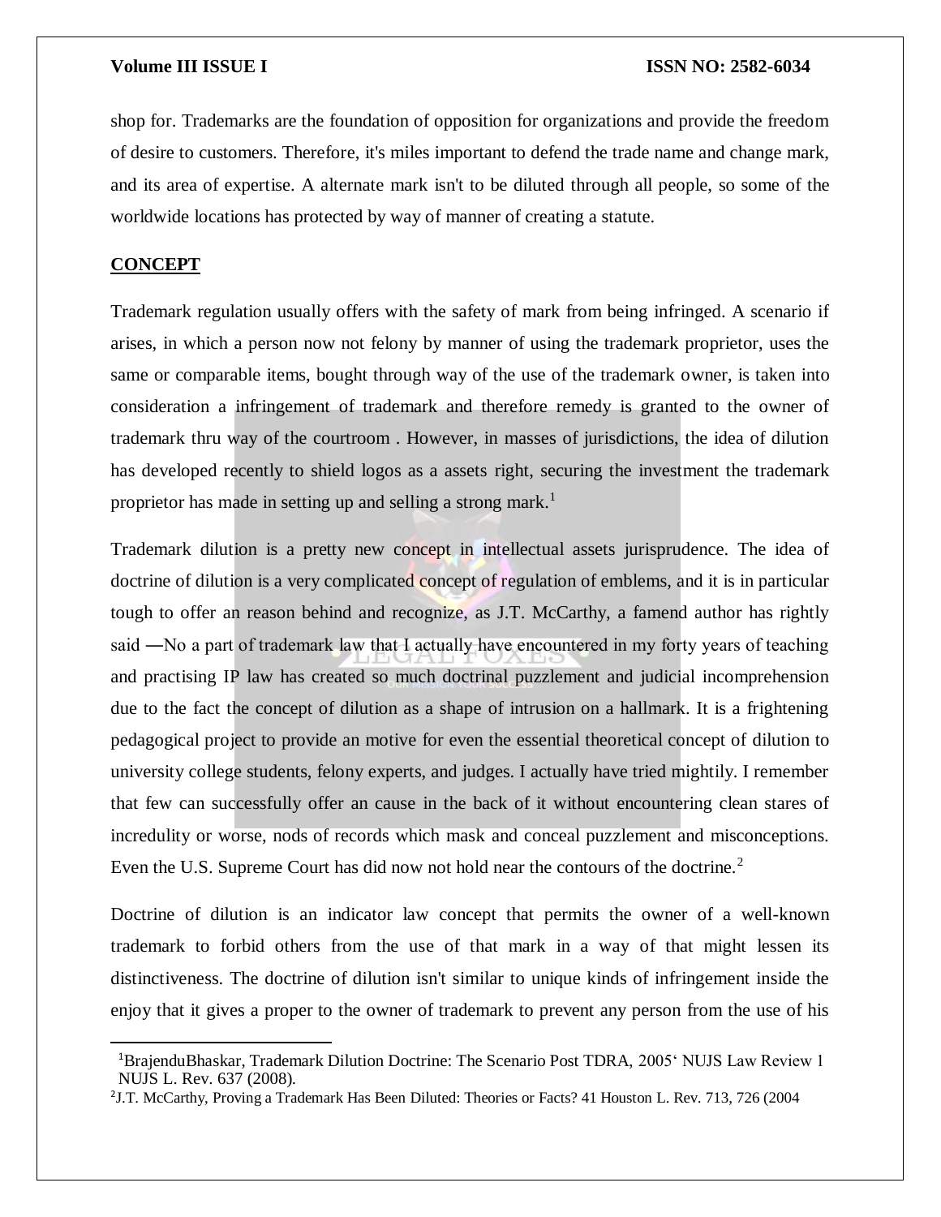shop for. Trademarks are the foundation of opposition for organizations and provide the freedom of desire to customers. Therefore, it's miles important to defend the trade name and change mark, and its area of expertise. A alternate mark isn't to be diluted through all people, so some of the worldwide locations has protected by way of manner of creating a statute.

## CONCEPT

Trademark regulation usually offers with the safety of mark from being infringed. A scenario if arises, in which a person now not felony by manner of using the trademark proprietor, uses the same or comparable items, bought through way of the use of the trademark owner, is taken into consideration a infringement of trademark and therefore remedy is granted to the owner of trademark thru way of the courtroom . However, in masses of jurisdictions, the idea of dilution has developed recently to shield logos as a assets right, securing the investment the trademark proprietor has made in setting up and selling a strong mark.[1]

Trademark dilution is a pretty new concept in intellectual assets jurisprudence. The idea of doctrine of dilution is a very complicated concept of regulation of emblems, and it is in particular tough to offer an reason behind and recognize, as J.T. McCarthy, a famend author has rightly said ―No a part of trademark law that I actually have encountered in my forty years of teaching and practising IP law has created so much doctrinal puzzlement and judicial incomprehension due to the fact the concept of dilution as a shape of intrusion on a hallmark. It is a frightening pedagogical project to provide an motive for even the essential theoretical concept of dilution to university college students, felony experts, and judges. I actually have tried mightily. I remember that few can successfully offer an cause in the back of it without encountering clean stares of incredulity or worse, nods of records which mask and conceal puzzlement and misconceptions. Even the U.S. Supreme Court has did now not hold near the contours of the doctrine.[2]

Doctrine of dilution is an indicator law concept that permits the owner of a well-known trademark to forbid others from the use of that mark in a way of that might lessen its distinctiveness. The doctrine of dilution isn't similar to unique kinds of infringement inside the enjoy that it gives a proper to the owner of trademark to prevent any person from the use of his

---

[1]BrajenduBhaskar, Trademark Dilution Doctrine: The Scenario Post TDRA, 2005‘ NUJS Law Review 1 NUJS L. Rev. 637 (2008).

[2]J.T. McCarthy, Proving a Trademark Has Been Diluted: Theories or Facts? 41 Houston L. Rev. 713, 726 (2004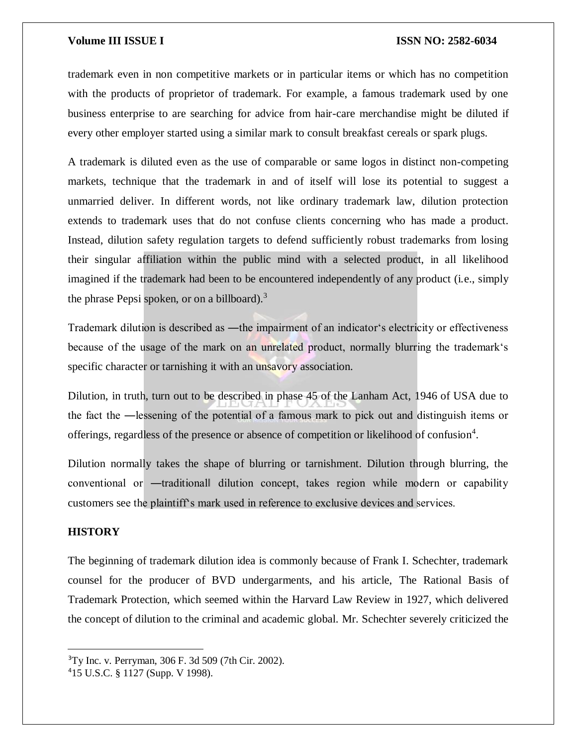trademark even in non competitive markets or in particular items or which has no competition with the products of proprietor of trademark. For example, a famous trademark used by one business enterprise to are searching for advice from hair-care merchandise might be diluted if every other employer started using a similar mark to consult breakfast cereals or spark plugs.

A trademark is diluted even as the use of comparable or same logos in distinct non-competing markets, technique that the trademark in and of itself will lose its potential to suggest a unmarried deliver. In different words, not like ordinary trademark law, dilution protection extends to trademark uses that do not confuse clients concerning who has made a product. Instead, dilution safety regulation targets to defend sufficiently robust trademarks from losing their singular affiliation within the public mind with a selected product, in all likelihood imagined if the trademark had been to be encountered independently of any product (i.e., simply the phrase Pepsi spoken, or on a billboard).[3]

Trademark dilution is described as ―the impairment of an indicator's electricity or effectiveness because of the usage of the mark on an unrelated product, normally blurring the trademark's specific character or tarnishing it with an unsavory association.

Dilution, in truth, turn out to be described in phase 45 of the Lanham Act, 1946 of USA due to the fact the ―lessening of the potential of a famous mark to pick out and distinguish items or offerings, regardless of the presence or absence of competition or likelihood of confusion[4].

Dilution normally takes the shape of blurring or tarnishment. Dilution through blurring, the conventional or ―traditional‖ dilution concept, takes region while modern or capability customers see the plaintiff's mark used in reference to exclusive devices and services.

## HISTORY

The beginning of trademark dilution idea is commonly because of Frank I. Schechter, trademark counsel for the producer of BVD undergarments, and his article, The Rational Basis of Trademark Protection, which seemed within the Harvard Law Review in 1927, which delivered the concept of dilution to the criminal and academic global. Mr. Schechter severely criticized the

---

[3] Ty Inc. v. Perryman, 306 F. 3d 509 (7th Cir. 2002).

[4] 15 U.S.C. § 1127 (Supp. V 1998).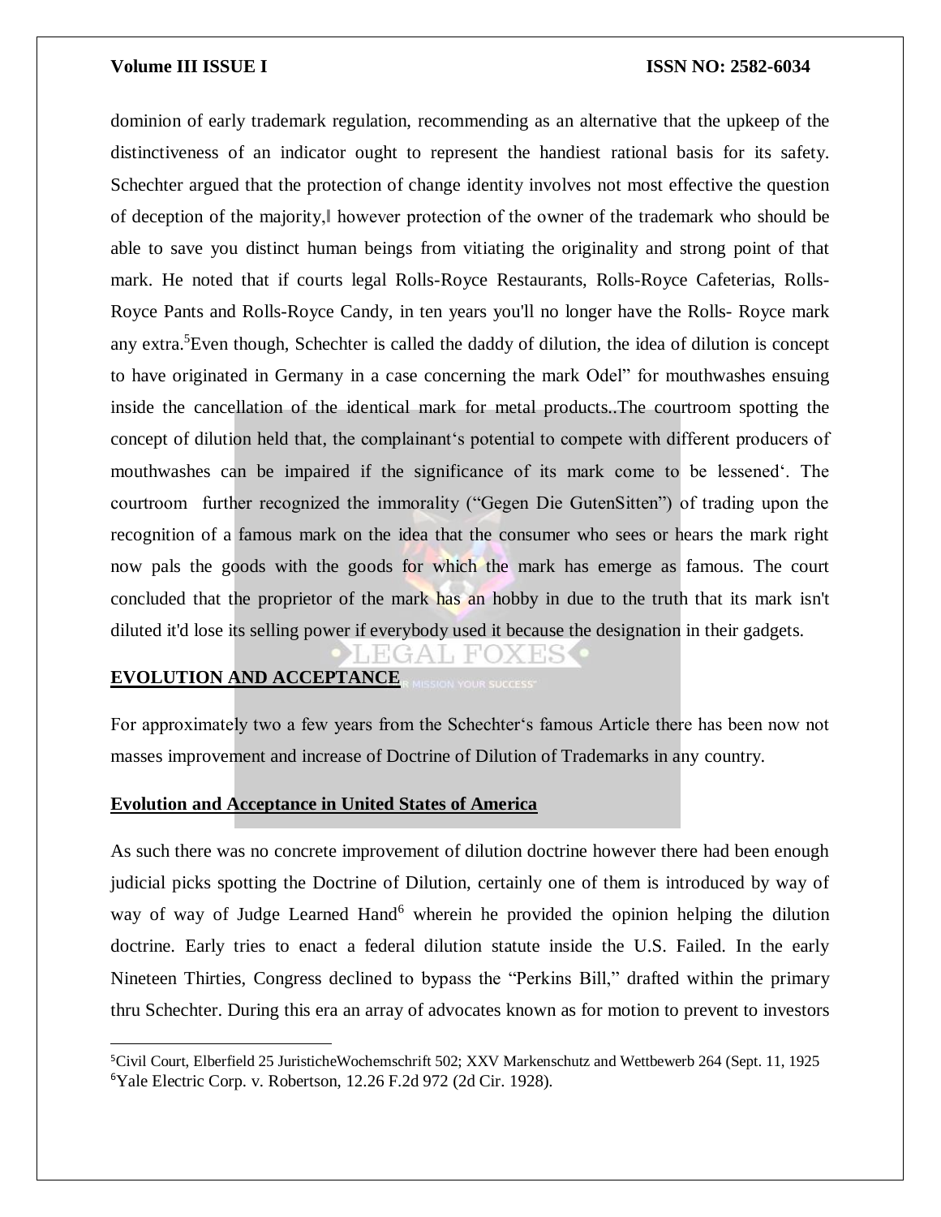dominion of early trademark regulation, recommending as an alternative that the upkeep of the distinctiveness of an indicator ought to represent the handiest rational basis for its safety. Schechter argued that the protection of change identity involves not most effective the question of deception of the majority,‖ however protection of the owner of the trademark who should be able to save you distinct human beings from vitiating the originality and strong point of that mark. He noted that if courts legal Rolls-Royce Restaurants, Rolls-Royce Cafeterias, Rolls-Royce Pants and Rolls-Royce Candy, in ten years you'll no longer have the Rolls- Royce mark any extra.[5]Even though, Schechter is called the daddy of dilution, the idea of dilution is concept to have originated in Germany in a case concerning the mark Odel" for mouthwashes ensuing inside the cancellation of the identical mark for metal products..The courtroom spotting the concept of dilution held that, the complainant's potential to compete with different producers of mouthwashes can be impaired if the significance of its mark come to be lessened'. The courtroom further recognized the immorality ("Gegen Die GutenSitten") of trading upon the recognition of a famous mark on the idea that the consumer who sees or hears the mark right now pals the goods with the goods for which the mark has emerge as famous. The court concluded that the proprietor of the mark has an hobby in due to the truth that its mark isn't diluted it'd lose its selling power if everybody used it because the designation in their gadgets.

## EVOLUTION AND ACCEPTANCE

For approximately two a few years from the Schechter's famous Article there has been now not masses improvement and increase of Doctrine of Dilution of Trademarks in any country.

### Evolution and Acceptance in United States of America

As such there was no concrete improvement of dilution doctrine however there had been enough judicial picks spotting the Doctrine of Dilution, certainly one of them is introduced by way of way of way of Judge Learned Hand[6] wherein he provided the opinion helping the dilution doctrine. Early tries to enact a federal dilution statute inside the U.S. Failed. In the early Nineteen Thirties, Congress declined to bypass the "Perkins Bill," drafted within the primary thru Schechter. During this era an array of advocates known as for motion to prevent to investors

---

[5]Civil Court, Elberfield 25 JuristicheWochemschrift 502; XXV Markenschutz and Wettbewerb 264 (Sept. 11, 1925

[6]Yale Electric Corp. v. Robertson, 12.26 F.2d 972 (2d Cir. 1928).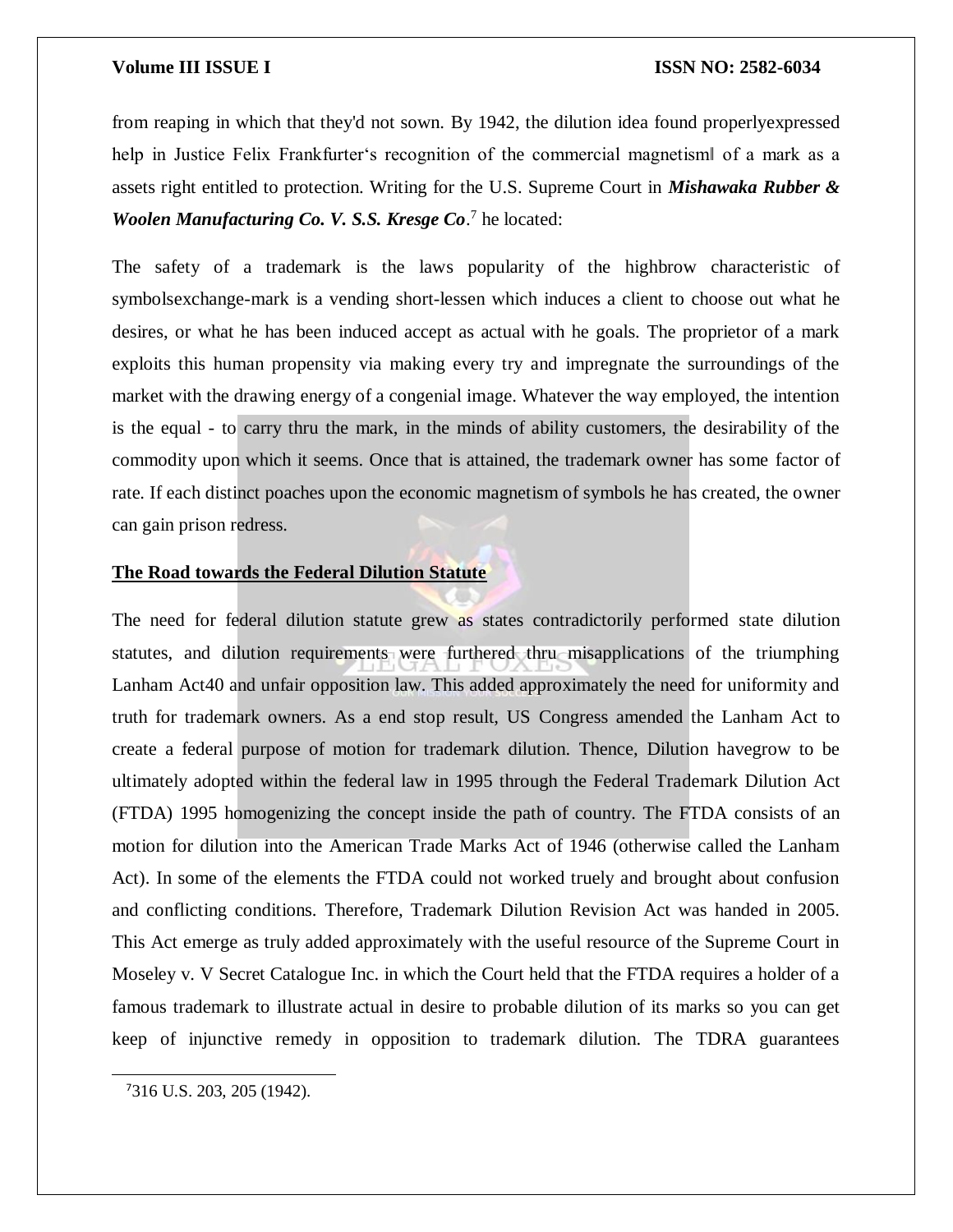from reaping in which that they'd not sown. By 1942, the dilution idea found properlyexpressed help in Justice Felix Frankfurter's recognition of the commercial magnetism‖ of a mark as a assets right entitled to protection. Writing for the U.S. Supreme Court in ***Mishawaka Rubber & Woolen Manufacturing Co. V. S.S. Kresge Co***.[7] he located:

The safety of a trademark is the laws popularity of the highbrow characteristic of symbolsexchange-mark is a vending short-lessen which induces a client to choose out what he desires, or what he has been induced accept as actual with he goals. The proprietor of a mark exploits this human propensity via making every try and impregnate the surroundings of the market with the drawing energy of a congenial image. Whatever the way employed, the intention is the equal - to carry thru the mark, in the minds of ability customers, the desirability of the commodity upon which it seems. Once that is attained, the trademark owner has some factor of rate. If each distinct poaches upon the economic magnetism of symbols he has created, the owner can gain prison redress.

## The Road towards the Federal Dilution Statute

The need for federal dilution statute grew as states contradictorily performed state dilution statutes, and dilution requirements were furthered thru misapplications of the triumphing Lanham Act40 and unfair opposition law. This added approximately the need for uniformity and truth for trademark owners. As a end stop result, US Congress amended the Lanham Act to create a federal purpose of motion for trademark dilution. Thence, Dilution havegrow to be ultimately adopted within the federal law in 1995 through the Federal Trademark Dilution Act (FTDA) 1995 homogenizing the concept inside the path of country. The FTDA consists of an motion for dilution into the American Trade Marks Act of 1946 (otherwise called the Lanham Act). In some of the elements the FTDA could not worked truely and brought about confusion and conflicting conditions. Therefore, Trademark Dilution Revision Act was handed in 2005. This Act emerge as truly added approximately with the useful resource of the Supreme Court in Moseley v. V Secret Catalogue Inc. in which the Court held that the FTDA requires a holder of a famous trademark to illustrate actual in desire to probable dilution of its marks so you can get keep of injunctive remedy in opposition to trademark dilution. The TDRA guarantees

---

[7] 316 U.S. 203, 205 (1942).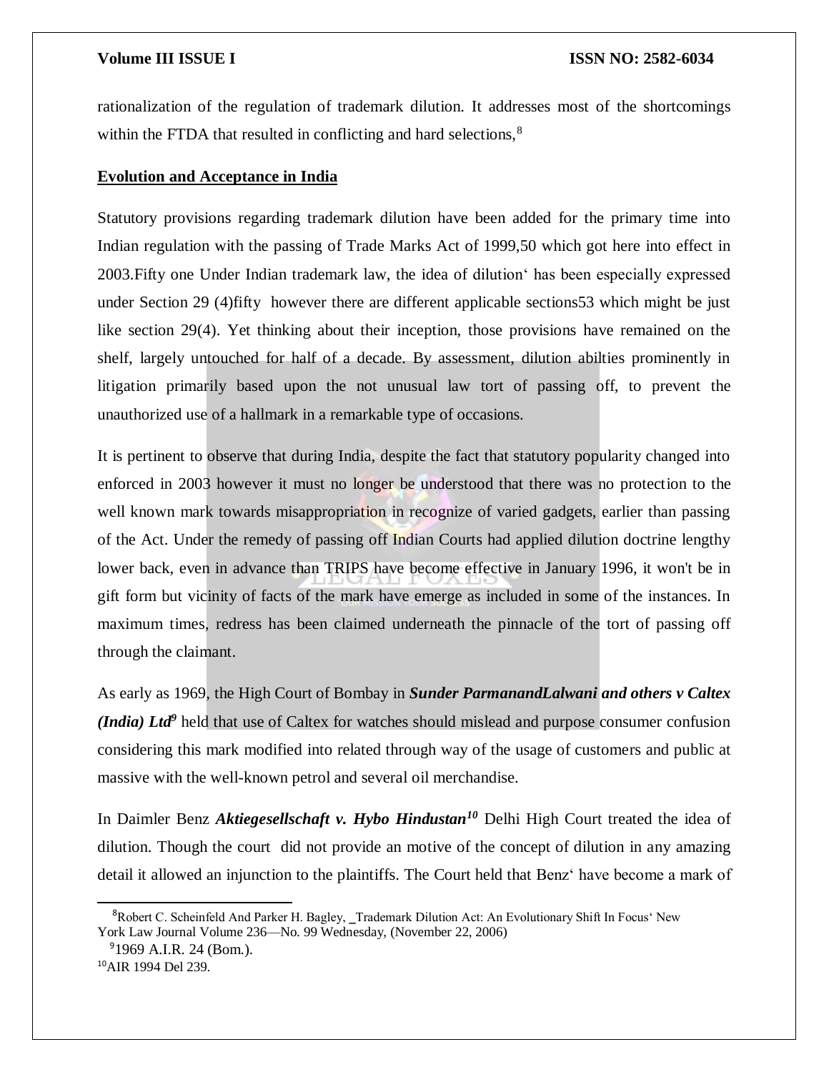rationalization of the regulation of trademark dilution. It addresses most of the shortcomings within the FTDA that resulted in conflicting and hard selections,[8]

**Evolution and Acceptance in India**

Statutory provisions regarding trademark dilution have been added for the primary time into Indian regulation with the passing of Trade Marks Act of 1999,50 which got here into effect in 2003.Fifty one Under Indian trademark law, the idea of dilution' has been especially expressed under Section 29 (4)fifty however there are different applicable sections53 which might be just like section 29(4). Yet thinking about their inception, those provisions have remained on the shelf, largely untouched for half of a decade. By assessment, dilution abilties prominently in litigation primarily based upon the not unusual law tort of passing off, to prevent the unauthorized use of a hallmark in a remarkable type of occasions.

It is pertinent to observe that during India, despite the fact that statutory popularity changed into enforced in 2003 however it must no longer be understood that there was no protection to the well known mark towards misappropriation in recognize of varied gadgets, earlier than passing of the Act. Under the remedy of passing off Indian Courts had applied dilution doctrine lengthy lower back, even in advance than TRIPS have become effective in January 1996, it won't be in gift form but vicinity of facts of the mark have emerge as included in some of the instances. In maximum times, redress has been claimed underneath the pinnacle of the tort of passing off through the claimant.

As early as 1969, the High Court of Bombay in ***Sunder ParmanandLalwani and others v Caltex (India) Ltd***[9] held that use of Caltex for watches should mislead and purpose consumer confusion considering this mark modified into related through way of the usage of customers and public at massive with the well-known petrol and several oil merchandise.

In Daimler Benz ***Aktiegesellschaft v. Hybo Hindustan***[10] Delhi High Court treated the idea of dilution. Though the court did not provide an motive of the concept of dilution in any amazing detail it allowed an injunction to the plaintiffs. The Court held that Benz' have become a mark of

---

[8] Robert C. Scheinfeld And Parker H. Bagley, ‗Trademark Dilution Act: An Evolutionary Shift In Focus' New York Law Journal Volume 236—No. 99 Wednesday, (November 22, 2006)

[9] 1969 A.I.R. 24 (Bom.).

[10] AIR 1994 Del 239.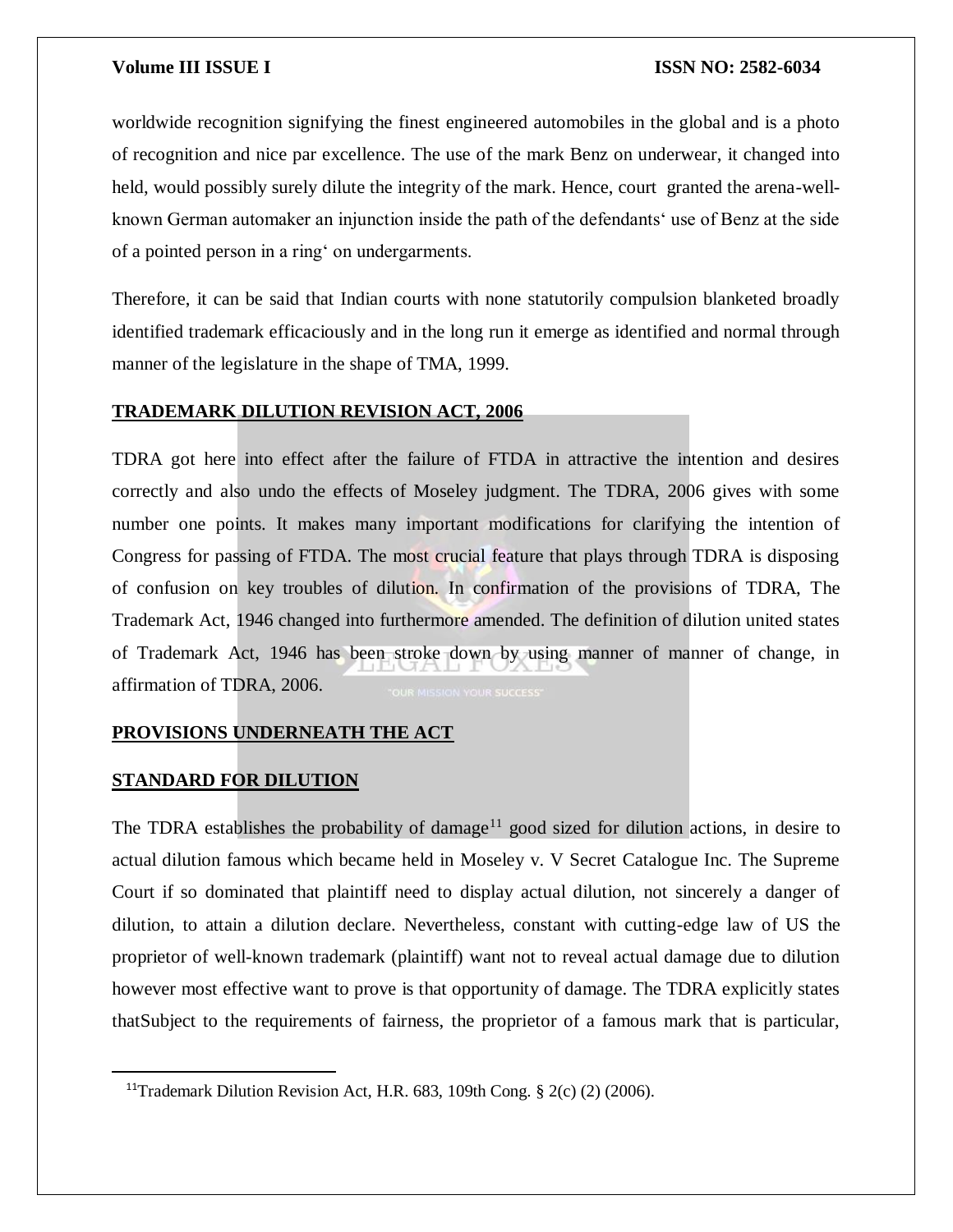worldwide recognition signifying the finest engineered automobiles in the global and is a photo of recognition and nice par excellence. The use of the mark Benz on underwear, it changed into held, would possibly surely dilute the integrity of the mark. Hence, court granted the arena-well-known German automaker an injunction inside the path of the defendants' use of Benz at the side of a pointed person in a ring' on undergarments.

Therefore, it can be said that Indian courts with none statutorily compulsion blanketed broadly identified trademark efficaciously and in the long run it emerge as identified and normal through manner of the legislature in the shape of TMA, 1999.

## TRADEMARK DILUTION REVISION ACT, 2006

TDRA got here into effect after the failure of FTDA in attractive the intention and desires correctly and also undo the effects of Moseley judgment. The TDRA, 2006 gives with some number one points. It makes many important modifications for clarifying the intention of Congress for passing of FTDA. The most crucial feature that plays through TDRA is disposing of confusion on key troubles of dilution. In confirmation of the provisions of TDRA, The Trademark Act, 1946 changed into furthermore amended. The definition of dilution united states of Trademark Act, 1946 has been stroke down by using manner of manner of change, in affirmation of TDRA, 2006.

## PROVISIONS UNDERNEATH THE ACT

### STANDARD FOR DILUTION

The TDRA establishes the probability of damage[11] good sized for dilution actions, in desire to actual dilution famous which became held in Moseley v. V Secret Catalogue Inc. The Supreme Court if so dominated that plaintiff need to display actual dilution, not sincerely a danger of dilution, to attain a dilution declare. Nevertheless, constant with cutting-edge law of US the proprietor of well-known trademark (plaintiff) want not to reveal actual damage due to dilution however most effective want to prove is that opportunity of damage. The TDRA explicitly states thatSubject to the requirements of fairness, the proprietor of a famous mark that is particular,

---

[11] Trademark Dilution Revision Act, H.R. 683, 109th Cong. § 2(c) (2) (2006).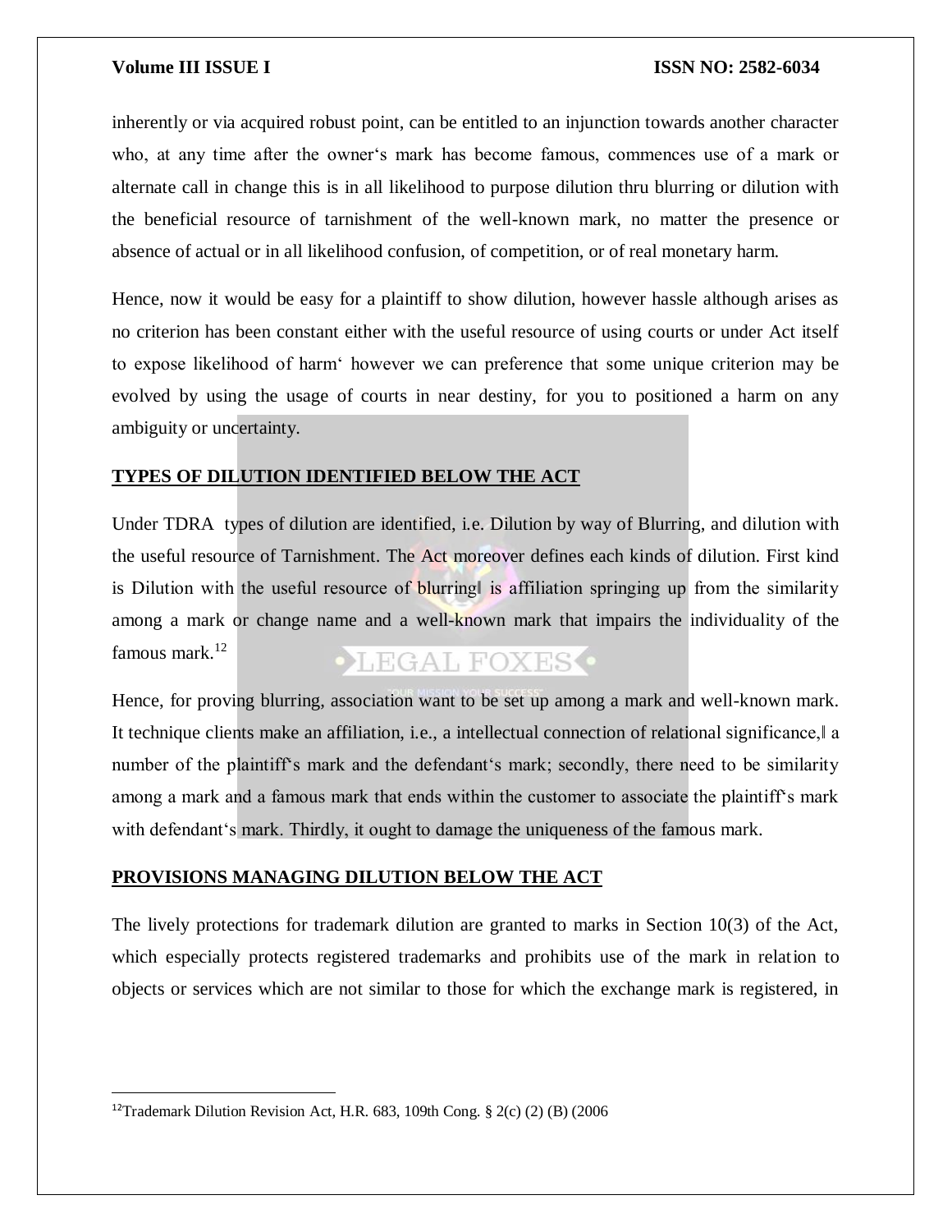inherently or via acquired robust point, can be entitled to an injunction towards another character who, at any time after the owner's mark has become famous, commences use of a mark or alternate call in change this is in all likelihood to purpose dilution thru blurring or dilution with the beneficial resource of tarnishment of the well-known mark, no matter the presence or absence of actual or in all likelihood confusion, of competition, or of real monetary harm.

Hence, now it would be easy for a plaintiff to show dilution, however hassle although arises as no criterion has been constant either with the useful resource of using courts or under Act itself to expose likelihood of harm' however we can preference that some unique criterion may be evolved by using the usage of courts in near destiny, for you to positioned a harm on any ambiguity or uncertainty.

## TYPES OF DILUTION IDENTIFIED BELOW THE ACT

Under TDRA types of dilution are identified, i.e. Dilution by way of Blurring, and dilution with the useful resource of Tarnishment. The Act moreover defines each kinds of dilution. First kind is Dilution with the useful resource of blurring‖ is affiliation springing up from the similarity among a mark or change name and a well-known mark that impairs the individuality of the famous mark.[12]

Hence, for proving blurring, association want to be set up among a mark and well-known mark. It technique clients make an affiliation, i.e., a intellectual connection of relational significance,‖ a number of the plaintiff's mark and the defendant's mark; secondly, there need to be similarity among a mark and a famous mark that ends within the customer to associate the plaintiff's mark with defendant's mark. Thirdly, it ought to damage the uniqueness of the famous mark.

## PROVISIONS MANAGING DILUTION BELOW THE ACT

The lively protections for trademark dilution are granted to marks in Section 10(3) of the Act, which especially protects registered trademarks and prohibits use of the mark in relation to objects or services which are not similar to those for which the exchange mark is registered, in

---

[12] Trademark Dilution Revision Act, H.R. 683, 109th Cong. § 2(c) (2) (B) (2006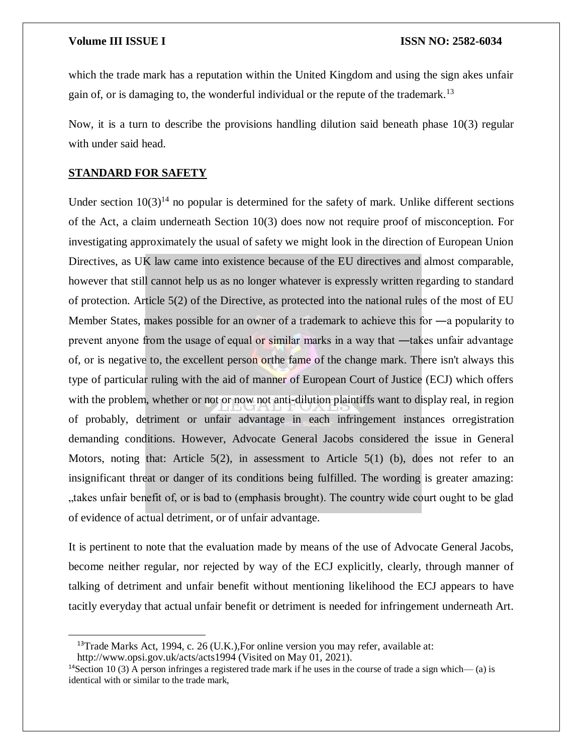which the trade mark has a reputation within the United Kingdom and using the sign akes unfair gain of, or is damaging to, the wonderful individual or the repute of the trademark.[13]

Now, it is a turn to describe the provisions handling dilution said beneath phase 10(3) regular with under said head.

## STANDARD FOR SAFETY

Under section 10(3)[14] no popular is determined for the safety of mark. Unlike different sections of the Act, a claim underneath Section 10(3) does now not require proof of misconception. For investigating approximately the usual of safety we might look in the direction of European Union Directives, as UK law came into existence because of the EU directives and almost comparable, however that still cannot help us as no longer whatever is expressly written regarding to standard of protection. Article 5(2) of the Directive, as protected into the national rules of the most of EU Member States, makes possible for an owner of a trademark to achieve this for ―a popularity to prevent anyone from the usage of equal or similar marks in a way that ―takes unfair advantage of, or is negative to, the excellent person orthe fame of the change mark. There isn't always this type of particular ruling with the aid of manner of European Court of Justice (ECJ) which offers with the problem, whether or not or now not anti-dilution plaintiffs want to display real, in region of probably, detriment or unfair advantage in each infringement instances orregistration demanding conditions. However, Advocate General Jacobs considered the issue in General Motors, noting that: Article 5(2), in assessment to Article 5(1) (b), does not refer to an insignificant threat or danger of its conditions being fulfilled. The wording is greater amazing: „takes unfair benefit of, or is bad to (emphasis brought). The country wide court ought to be glad of evidence of actual detriment, or of unfair advantage.

It is pertinent to note that the evaluation made by means of the use of Advocate General Jacobs, become neither regular, nor rejected by way of the ECJ explicitly, clearly, through manner of talking of detriment and unfair benefit without mentioning likelihood the ECJ appears to have tacitly everyday that actual unfair benefit or detriment is needed for infringement underneath Art.

---

[13] Trade Marks Act, 1994, c. 26 (U.K.),For online version you may refer, available at: http://www.opsi.gov.uk/acts/acts1994 (Visited on May 01, 2021).

[14] Section 10 (3) A person infringes a registered trade mark if he uses in the course of trade a sign which— (a) is identical with or similar to the trade mark,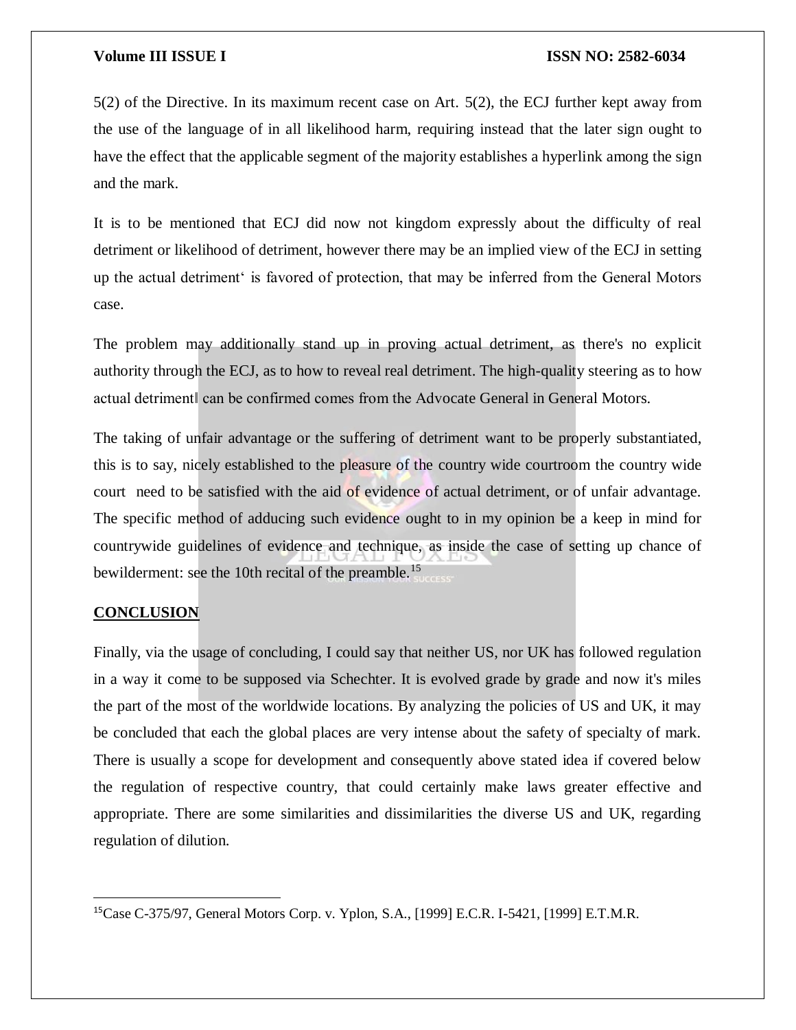5(2) of the Directive. In its maximum recent case on Art. 5(2), the ECJ further kept away from the use of the language of in all likelihood harm, requiring instead that the later sign ought to have the effect that the applicable segment of the majority establishes a hyperlink among the sign and the mark.

It is to be mentioned that ECJ did now not kingdom expressly about the difficulty of real detriment or likelihood of detriment, however there may be an implied view of the ECJ in setting up the actual detriment' is favored of protection, that may be inferred from the General Motors case.

The problem may additionally stand up in proving actual detriment, as there's no explicit authority through the ECJ, as to how to reveal real detriment. The high-quality steering as to how actual detriment‖ can be confirmed comes from the Advocate General in General Motors.

The taking of unfair advantage or the suffering of detriment want to be properly substantiated, this is to say, nicely established to the pleasure of the country wide courtroom the country wide court need to be satisfied with the aid of evidence of actual detriment, or of unfair advantage. The specific method of adducing such evidence ought to in my opinion be a keep in mind for countrywide guidelines of evidence and technique, as inside the case of setting up chance of bewilderment: see the 10th recital of the preamble.[15]

## CONCLUSION

Finally, via the usage of concluding, I could say that neither US, nor UK has followed regulation in a way it come to be supposed via Schechter. It is evolved grade by grade and now it's miles the part of the most of the worldwide locations. By analyzing the policies of US and UK, it may be concluded that each the global places are very intense about the safety of specialty of mark. There is usually a scope for development and consequently above stated idea if covered below the regulation of respective country, that could certainly make laws greater effective and appropriate. There are some similarities and dissimilarities the diverse US and UK, regarding regulation of dilution.

---

[15] Case C-375/97, General Motors Corp. v. Yplon, S.A., [1999] E.C.R. I-5421, [1999] E.T.M.R.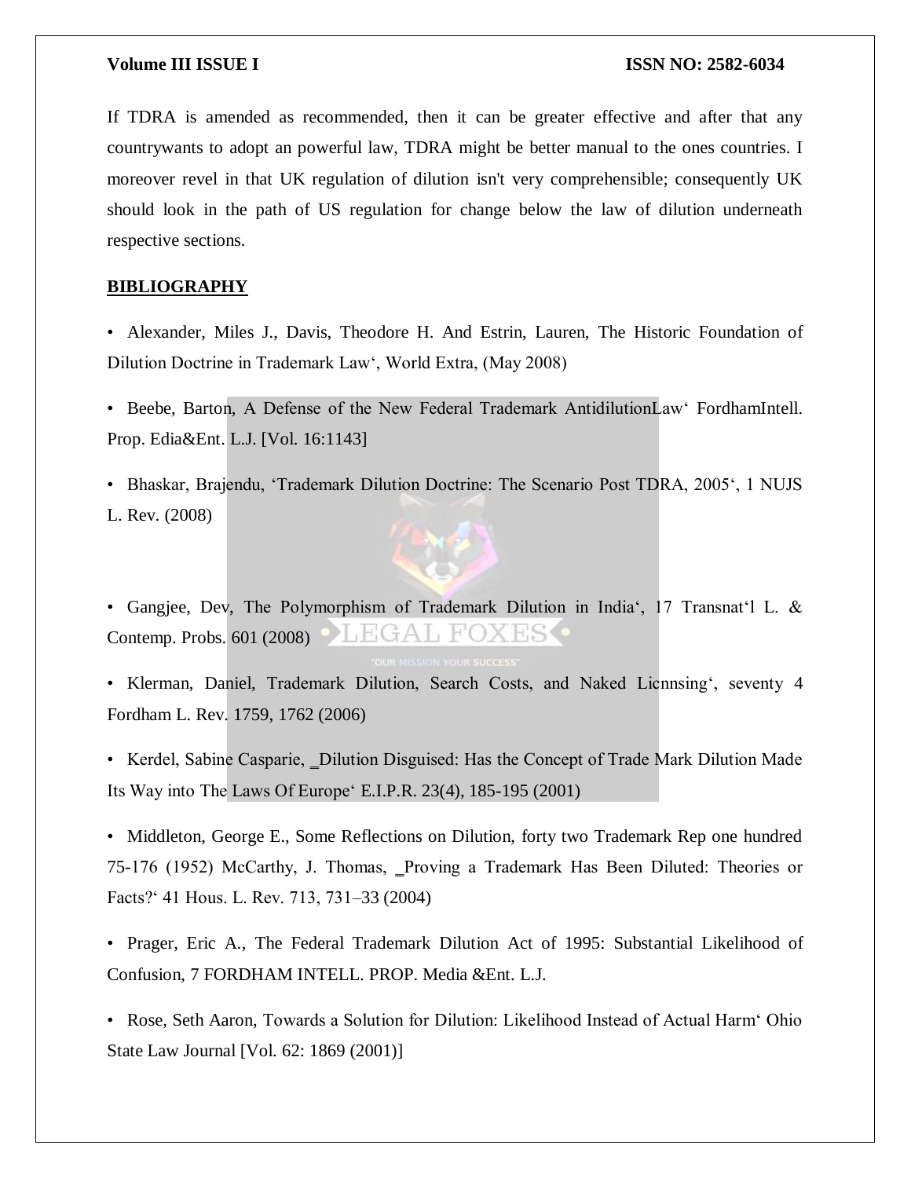If TDRA is amended as recommended, then it can be greater effective and after that any countrywants to adopt an powerful law, TDRA might be better manual to the ones countries. I moreover revel in that UK regulation of dilution isn't very comprehensible; consequently UK should look in the path of US regulation for change below the law of dilution underneath respective sections.

## BIBLIOGRAPHY

- Alexander, Miles J., Davis, Theodore H. And Estrin, Lauren, The Historic Foundation of Dilution Doctrine in Trademark Law‘, World Extra, (May 2008)

- Beebe, Barton, A Defense of the New Federal Trademark AntidilutionLaw‘ FordhamIntell. Prop. Edia&Ent. L.J. [Vol. 16:1143]

- Bhaskar, Brajendu, 'Trademark Dilution Doctrine: The Scenario Post TDRA, 2005‘, 1 NUJS L. Rev. (2008)

- Gangjee, Dev, The Polymorphism of Trademark Dilution in India‘, 17 Transnat‘l L. & Contemp. Probs. 601 (2008)

- Klerman, Daniel, Trademark Dilution, Search Costs, and Naked Licnnsing‘, seventy 4 Fordham L. Rev. 1759, 1762 (2006)

- Kerdel, Sabine Casparie, _Dilution Disguised: Has the Concept of Trade Mark Dilution Made Its Way into The Laws Of Europe‘ E.I.P.R. 23(4), 185-195 (2001)

- Middleton, George E., Some Reflections on Dilution, forty two Trademark Rep one hundred 75-176 (1952) McCarthy, J. Thomas, _Proving a Trademark Has Been Diluted: Theories or Facts?‘ 41 Hous. L. Rev. 713, 731–33 (2004)

- Prager, Eric A., The Federal Trademark Dilution Act of 1995: Substantial Likelihood of Confusion, 7 FORDHAM INTELL. PROP. Media &Ent. L.J.

- Rose, Seth Aaron, Towards a Solution for Dilution: Likelihood Instead of Actual Harm‘ Ohio State Law Journal [Vol. 62: 1869 (2001)]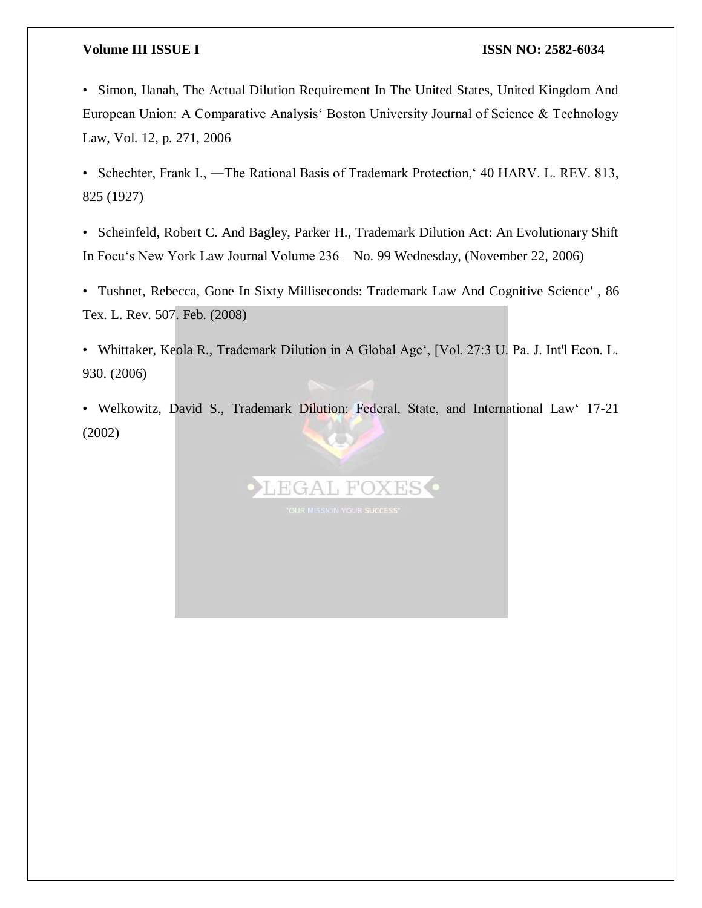- Simon, Ilanah, The Actual Dilution Requirement In The United States, United Kingdom And European Union: A Comparative Analysis‘ Boston University Journal of Science & Technology Law, Vol. 12, p. 271, 2006
- Schechter, Frank I., ―The Rational Basis of Trademark Protection,‘ 40 HARV. L. REV. 813, 825 (1927)
- Scheinfeld, Robert C. And Bagley, Parker H., Trademark Dilution Act: An Evolutionary Shift In Focu‘s New York Law Journal Volume 236—No. 99 Wednesday, (November 22, 2006)
- Tushnet, Rebecca, Gone In Sixty Milliseconds: Trademark Law And Cognitive Science' , 86 Tex. L. Rev. 507. Feb. (2008)
- Whittaker, Keola R., Trademark Dilution in A Global Age‘, [Vol. 27:3 U. Pa. J. Int'l Econ. L. 930. (2006)
- Welkowitz, David S., Trademark Dilution: Federal, State, and International Law‘ 17-21 (2002)